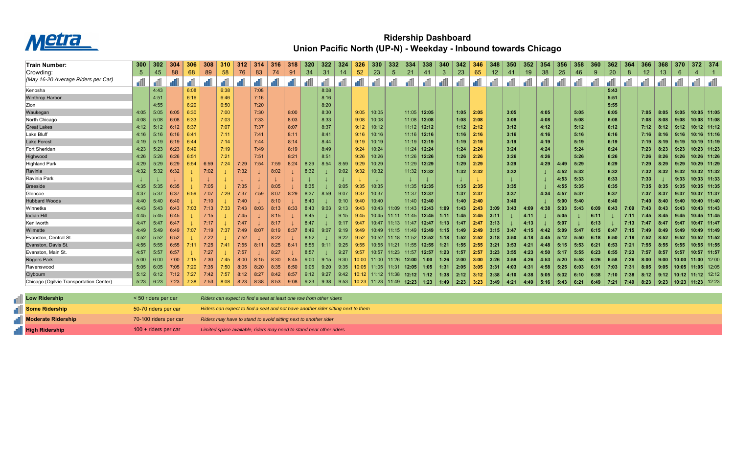# Ridership Dashboard

## Union Pacific North (UP-N) - Weekday - Inbound towards Chicago

| Train Number: | 300 | 302 | 304 | 306 | 308 | 310 | 312 | 314 | 316 | 318 | 320 | 322 | 324 | 326 | 330 | 332 | 334 | 338 | 340 | 342 | 346 | 348 | 350 | 352 | 354 | 356 | 358 | 360 | 362 | 364 | 366 | 368 | 370 | 372 | 374 |
|---|---|---|---|---|---|---|---|---|---|---|---|---|---|---|---|---|---|---|---|---|---|---|---|---|---|---|---|---|---|---|---|---|---|---|---|
| Crowding: (May 16-20 Average Riders per Car) | 5 | 45 | 88 | 68 | 89 | 58 | 76 | 83 | 74 | 91 | 34 | 31 | 14 | 52 | 23 | 5 | 21 | 41 | 3 | 23 | 65 | 12 | 41 | 19 | 38 | 25 | 46 | 9 | 20 | 8 | 12 | 13 | 6 | 4 | 1 |
| Kenosha | | 4:43 | | 6:08 | | 6:38 | | 7:08 | | | | 8:08 | | | | | | | | | | | | | | | | | 5:43 | | | | | | |
| Winthrop Harbor | | 4:51 | | 6:16 | | 6:46 | | 7:16 | | | | 8:16 | | | | | | | | | | | | | | | | | 5:51 | | | | | | |
| Zion | | 4:55 | | 6:20 | | 6:50 | | 7:20 | | | | 8:20 | | | | | | | | | | | | | | | | | 5:55 | | | | | | |
| Waukegan | 4:05 | 5:05 | 6:05 | 6:30 | | 7:00 | | 7:30 | | 8:00 | | 8:30 | | 9:05 | 10:05 | | 11:05 | 12:05 | | 1:05 | 2:05 | | 3:05 | | 4:05 | | 5:05 | | 6:05 | | 7:05 | 8:05 | 9:05 | 10:05 | 11:05 |
| North Chicago | 4:08 | 5:08 | 6:08 | 6:33 | | 7:03 | | 7:33 | | 8:03 | | 8:33 | | 9:08 | 10:08 | | 11:08 | 12:08 | | 1:08 | 2:08 | | 3:08 | | 4:08 | | 5:08 | | 6:08 | | 7:08 | 8:08 | 9:08 | 10:08 | 11:08 |
| Great Lakes | 4:12 | 5:12 | 6:12 | 6:37 | | 7:07 | | 7:37 | | 8:07 | | 8:37 | | 9:12 | 10:12 | | 11:12 | 12:12 | | 1:12 | 2:12 | | 3:12 | | 4:12 | | 5:12 | | 6:12 | | 7:12 | 8:12 | 9:12 | 10:12 | 11:12 |
| Lake Bluff | 4:16 | 5:16 | 6:16 | 6:41 | | 7:11 | | 7:41 | | 8:11 | | 8:41 | | 9:16 | 10:16 | | 11:16 | 12:16 | | 1:16 | 2:16 | | 3:16 | | 4:16 | | 5:16 | | 6:16 | | 7:16 | 8:16 | 9:16 | 10:16 | 11:16 |
| Lake Forest | 4:19 | 5:19 | 6:19 | 6:44 | | 7:14 | | 7:44 | | 8:14 | | 8:44 | | 9:19 | 10:19 | | 11:19 | 12:19 | | 1:19 | 2:19 | | 3:19 | | 4:19 | | 5:19 | | 6:19 | | 7:19 | 8:19 | 9:19 | 10:19 | 11:19 |
| Fort Sheridan | 4:23 | 5:23 | 6:23 | 6:49 | | 7:19 | | 7:49 | | 8:19 | | 8:49 | | 9:24 | 10:24 | | 11:24 | 12:24 | | 1:24 | 2:24 | | 3:24 | | 4:24 | | 5:24 | | 6:24 | | 7:23 | 8:23 | 9:23 | 10:23 | 11:23 |
| Highwood | 4:26 | 5:26 | 6:26 | 6:51 | | 7:21 | | 7:51 | | 8:21 | | 8:51 | | 9:26 | 10:26 | | 11:26 | 12:26 | | 1:26 | 2:26 | | 3:26 | | 4:26 | | 5:26 | | 6:26 | | 7:26 | 8:26 | 9:26 | 10:26 | 11:26 |
| Highland Park | 4:29 | 5:29 | 6:29 | 6:54 | 6:59 | 7:24 | 7:29 | 7:54 | 7:59 | 8:24 | 8:29 | 8:54 | 8:59 | 9:29 | 10:29 | | 11:29 | 12:29 | | 1:29 | 2:29 | | 3:29 | | 4:29 | 4:49 | 5:29 | | 6:29 | | 7:29 | 8:29 | 9:29 | 10:29 | 11:29 |
| Ravinia | 4:32 | 5:32 | 6:32 | ↓ | 7:02 | ↓ | 7:32 | ↓ | 8:02 | ↓ | 8:32 | ↓ | 9:02 | 9:32 | 10:32 | | 11:32 | 12:32 | | 1:32 | 2:32 | | 3:32 | | ↓ | 4:52 | 5:32 | | 6:32 | | 7:32 | 8:32 | 9:32 | 10:32 | 11:32 |
| Ravinia Park | ↓ | ↓ | ↓ | ↓ | ↓ | ↓ | ↓ | ↓ | ↓ | ↓ | ↓ | ↓ | ↓ | ↓ | ↓ | | ↓ | ↓ | | ↓ | ↓ | | ↓ | | ↓ | 4:53 | 5:33 | | 6:33 | | 7:33 | ↓ | 9:33 | 10:33 | 11:33 |
| Braeside | 4:35 | 5:35 | 6:35 | ↓ | 7:05 | ↓ | 7:35 | ↓ | 8:05 | ↓ | 8:35 | ↓ | 9:05 | 9:35 | 10:35 | | 11:35 | 12:35 | | 1:35 | 2:35 | | 3:35 | | ↓ | 4:55 | 5:35 | | 6:35 | | 7:35 | 8:35 | 9:35 | 10:35 | 11:35 |
| Glencoe | 4:37 | 5:37 | 6:37 | 6:59 | 7:07 | 7:29 | 7:37 | 7:59 | 8:07 | 8:29 | 8:37 | 8:59 | 9:07 | 9:37 | 10:37 | | 11:37 | 12:37 | | 1:37 | 2:37 | | 3:37 | | 4:34 | 4:57 | 5:37 | | 6:37 | | 7:37 | 8:37 | 9:37 | 10:37 | 11:37 |
| Hubbard Woods | 4:40 | 5:40 | 6:40 | ↓ | 7:10 | ↓ | 7:40 | ↓ | 8:10 | ↓ | 8:40 | ↓ | 9:10 | 9:40 | 10:40 | | 11:40 | 12:40 | | 1:40 | 2:40 | | 3:40 | | ↓ | 5:00 | 5:40 | | 6:40 | | 7:40 | 8:40 | 9:40 | 10:40 | 11:40 |
| Winnetka | 4:43 | 5:43 | 6:43 | 7:03 | 7:13 | 7:33 | 7:43 | 8:03 | 8:13 | 8:33 | 8:43 | 9:03 | 9:13 | 9:43 | 10:43 | 11:09 | 11:43 | 12:43 | 1:09 | 1:43 | 2:43 | 3:09 | 3:43 | 4:09 | 4:38 | 5:03 | 5:43 | 6:09 | 6:43 | 7:09 | 7:43 | 8:43 | 9:43 | 10:43 | 11:43 |
| Indian Hill | 4:45 | 5:45 | 6:45 | ↓ | 7:15 | ↓ | 7:45 | ↓ | 8:15 | ↓ | 8:45 | ↓ | 9:15 | 9:45 | 10:45 | 11:11 | 11:45 | 12:45 | 1:11 | 1:45 | 2:45 | 3:11 | ↓ | 4:11 | ↓ | 5:05 | ↓ | 6:11 | ↓ | 7:11 | 7:45 | 8:45 | 9:45 | 10:45 | 11:45 |
| Kenilworth | 4:47 | 5:47 | 6:47 | ↓ | 7:17 | ↓ | 7:47 | ↓ | 8:17 | ↓ | 8:47 | ↓ | 9:17 | 9:47 | 10:47 | 11:13 | 11:47 | 12:47 | 1:13 | 1:47 | 2:47 | 3:13 | ↓ | 4:13 | ↓ | 5:07 | ↓ | 6:13 | ↓ | 7:13 | 7:47 | 8:47 | 9:47 | 10:47 | 11:47 |
| Wilmette | 4:49 | 5:49 | 6:49 | 7:07 | 7:19 | 7:37 | 7:49 | 8:07 | 8:19 | 8:37 | 8:49 | 9:07 | 9:19 | 9:49 | 10:49 | 11:15 | 11:49 | 12:49 | 1:15 | 1:49 | 2:49 | 3:15 | 3:47 | 4:15 | 4:42 | 5:09 | 5:47 | 6:15 | 6:47 | 7:15 | 7:49 | 8:49 | 9:49 | 10:49 | 11:49 |
| Evanston, Central St. | 4:52 | 5:52 | 6:52 | ↓ | 7:22 | ↓ | 7:52 | ↓ | 8:22 | ↓ | 8:52 | ↓ | 9:22 | 9:52 | 10:52 | 11:18 | 11:52 | 12:52 | 1:18 | 1:52 | 2:52 | 3:18 | 3:50 | 4:18 | 4:45 | 5:12 | 5:50 | 6:18 | 6:50 | 7:18 | 7:52 | 8:52 | 9:52 | 10:52 | 11:52 |
| Evanston, Davis St. | 4:55 | 5:55 | 6:55 | 7:11 | 7:25 | 7:41 | 7:55 | 8:11 | 8:25 | 8:41 | 8:55 | 9:11 | 9:25 | 9:55 | 10:55 | 11:21 | 11:55 | 12:55 | 1:21 | 1:55 | 2:55 | 3:21 | 3:53 | 4:21 | 4:48 | 5:15 | 5:53 | 6:21 | 6:53 | 7:21 | 7:55 | 8:55 | 9:55 | 10:55 | 11:55 |
| Evanston, Main St. | 4:57 | 5:57 | 6:57 | ↓ | 7:27 | ↓ | 7:57 | ↓ | 8:27 | ↓ | 8:57 | ↓ | 9:27 | 9:57 | 10:57 | 11:23 | 11:57 | 12:57 | 1:23 | 1:57 | 2:57 | 3:23 | 3:55 | 4:23 | 4:50 | 5:17 | 5:55 | 6:23 | 6:55 | 7:23 | 7:57 | 8:57 | 9:57 | 10:57 | 11:57 |
| Rogers Park | 5:00 | 6:00 | 7:00 | 7:15 | 7:30 | 7:45 | 8:00 | 8:15 | 8:30 | 8:45 | 9:00 | 9:15 | 9:30 | 10:00 | 11:00 | 11:26 | 12:00 | 1:00 | 1:26 | 2:00 | 3:00 | 3:26 | 3:58 | 4:26 | 4:53 | 5:20 | 5:58 | 6:26 | 6:58 | 7:26 | 8:00 | 9:00 | 10:00 | 11:00 | 12:00 |
| Ravenswood | 5:05 | 6:05 | 7:05 | 7:20 | 7:35 | 7:50 | 8:05 | 8:20 | 8:35 | 8:50 | 9:05 | 9:20 | 9:35 | 10:05 | 11:05 | 11:31 | 12:05 | 1:05 | 1:31 | 2:05 | 3:05 | 3:31 | 4:03 | 4:31 | 4:58 | 5:25 | 6:03 | 6:31 | 7:03 | 7:31 | 8:05 | 9:05 | 10:05 | 11:05 | 12:05 |
| Clybourn | 5:12 | 6:12 | 7:12 | 7:27 | 7:42 | 7:57 | 8:12 | 8:27 | 8:42 | 8:57 | 9:12 | 9:27 | 9:42 | 10:12 | 11:12 | 11:38 | 12:12 | 1:12 | 1:38 | 2:12 | 3:12 | 3:38 | 4:10 | 4:38 | 5:05 | 5:32 | 6:10 | 6:38 | 7:10 | 7:38 | 8:12 | 9:12 | 10:12 | 11:12 | 12:12 |
| Chicago (Ogilvie Transportation Center) | 5:23 | 6:23 | 7:23 | 7:38 | 7:53 | 8:08 | 8:23 | 8:38 | 8:53 | 9:08 | 9:23 | 9:38 | 9:53 | 10:23 | 11:23 | 11:49 | 12:23 | 1:23 | 1:49 | 2:23 | 3:23 | 3:49 | 4:21 | 4:49 | 5:16 | 5:43 | 6:21 | 6:49 | 7:21 | 7:49 | 8:23 | 9:23 | 10:23 | 11:23 | 12:23 |

| Ridership Level | Riders per Car | Description |
|---|---|---|
| **Low Ridership** | < 50 riders per car | *Riders can expect to find a seat at least one row from other riders* |
| **Some Ridership** | 50-70 riders per car | *Riders can expect to find a seat and not have another rider sitting next to them* |
| **Moderate Ridership** | 70-100 riders per car | *Riders may have to stand to avoid sitting next to another rider* |
| **High Ridership** | 100 + riders per car | *Limited space available, riders may need to stand near other riders* |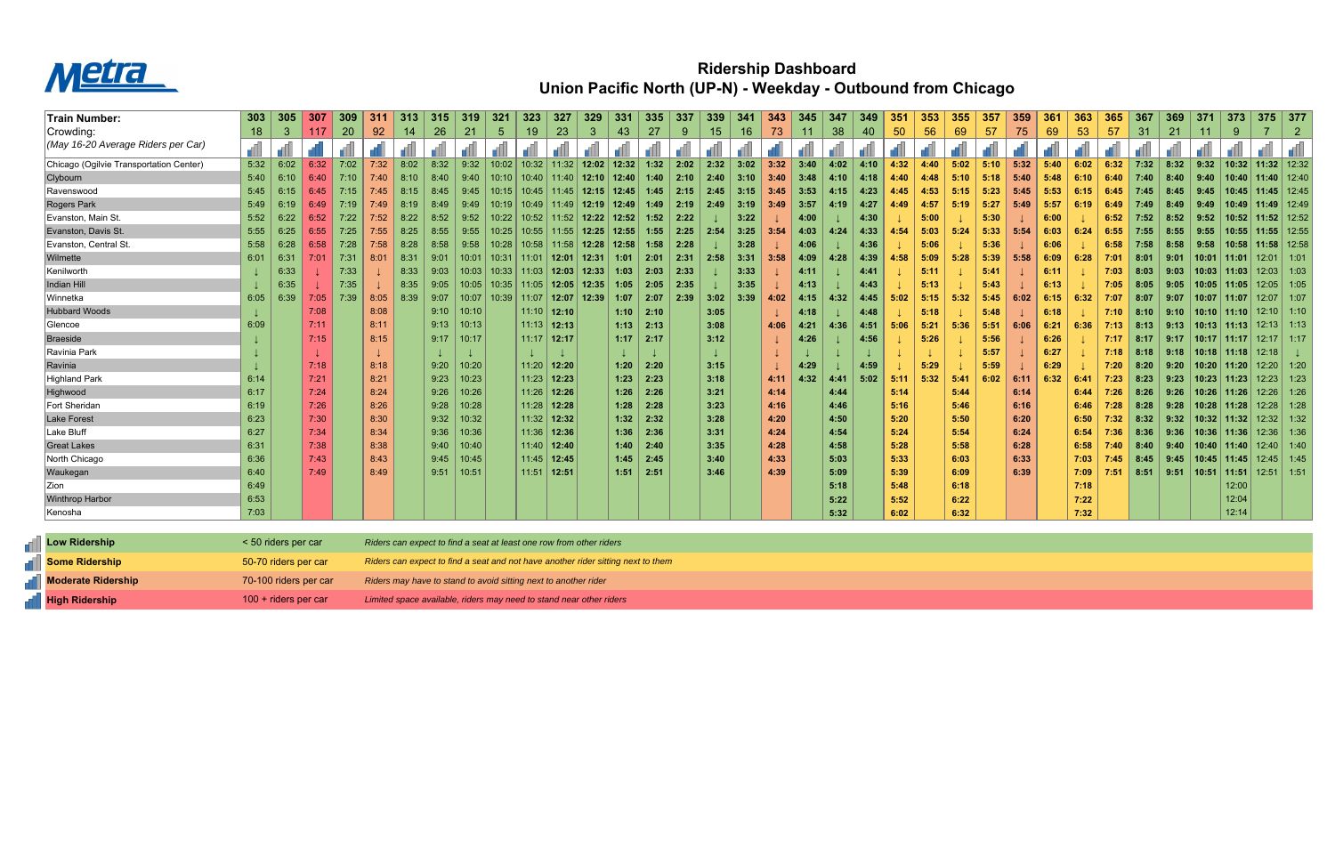# Ridership Dashboard

## Union Pacific North (UP-N) - Weekday - Outbound from Chicago

| Train Number: | 303 | 305 | 307 | 309 | 311 | 313 | 315 | 319 | 321 | 323 | 327 | 329 | 331 | 335 | 337 | 339 | 341 | 343 | 345 | 347 | 349 | 351 | 353 | 355 | 357 | 359 | 361 | 363 | 365 | 367 | 369 | 371 | 373 | 375 | 377 |
|---|---|---|---|---|---|---|---|---|---|---|---|---|---|---|---|---|---|---|---|---|---|---|---|---|---|---|---|---|---|---|---|---|---|---|---|
| Crowding: (May 16-20 Average Riders per Car) | 18 | 3 | 117 | 20 | 92 | 14 | 26 | 21 | 5 | 19 | 23 | 3 | 43 | 27 | 9 | 15 | 16 | 73 | 11 | 38 | 40 | 50 | 56 | 69 | 57 | 75 | 69 | 53 | 57 | 31 | 21 | 11 | 9 | 7 | 2 |
| Chicago (Ogilvie Transportation Center) | 5:32 | 6:02 | 6:32 | 7:02 | 7:32 | 8:02 | 8:32 | 9:32 | 10:02 | 10:32 | 11:32 | 12:02 | 12:32 | 1:32 | 2:02 | 2:32 | 3:02 | 3:32 | 3:40 | 4:02 | 4:10 | 4:32 | 4:40 | 5:02 | 5:10 | 5:32 | 5:40 | 6:02 | 6:32 | 7:32 | 8:32 | 9:32 | 10:32 | 11:32 | 12:32 |
| Clybourn | 5:40 | 6:10 | 6:40 | 7:10 | 7:40 | 8:10 | 8:40 | 9:40 | 10:10 | 10:40 | 11:40 | 12:10 | 12:40 | 1:40 | 2:10 | 2:40 | 3:10 | 3:40 | 3:48 | 4:10 | 4:18 | 4:40 | 4:48 | 5:10 | 5:18 | 5:40 | 5:48 | 6:10 | 6:40 | 7:40 | 8:40 | 9:40 | 10:40 | 11:40 | 12:40 |
| Ravenswood | 5:45 | 6:15 | 6:45 | 7:15 | 7:45 | 8:15 | 8:45 | 9:45 | 10:15 | 10:45 | 11:45 | 12:15 | 12:45 | 1:45 | 2:15 | 2:45 | 3:15 | 3:45 | 3:53 | 4:15 | 4:23 | 4:45 | 4:53 | 5:15 | 5:23 | 5:45 | 5:53 | 6:15 | 6:45 | 7:45 | 8:45 | 9:45 | 10:45 | 11:45 | 12:45 |
| Rogers Park | 5:49 | 6:19 | 6:49 | 7:19 | 7:49 | 8:19 | 8:49 | 9:49 | 10:19 | 10:49 | 11:49 | 12:19 | 12:49 | 1:49 | 2:19 | 2:49 | 3:19 | 3:49 | 3:57 | 4:19 | 4:27 | 4:49 | 4:57 | 5:19 | 5:27 | 5:49 | 5:57 | 6:19 | 6:49 | 7:49 | 8:49 | 9:49 | 10:49 | 11:49 | 12:49 |
| Evanston, Main St. | 5:52 | 6:22 | 6:52 | 7:22 | 7:52 | 8:22 | 8:52 | 9:52 | 10:22 | 10:52 | 11:52 | 12:22 | 12:52 | 1:52 | 2:22 | ↓ | 3:22 | ↓ | 4:00 | ↓ | 4:30 | ↓ | 5:00 | ↓ | 5:30 | ↓ | 6:00 | ↓ | 6:52 | 7:52 | 8:52 | 9:52 | 10:52 | 11:52 | 12:52 |
| Evanston, Davis St. | 5:55 | 6:25 | 6:55 | 7:25 | 7:55 | 8:25 | 8:55 | 9:55 | 10:25 | 10:55 | 11:55 | 12:25 | 12:55 | 1:55 | 2:25 | 2:54 | 3:25 | 3:54 | 4:03 | 4:24 | 4:33 | 4:54 | 5:03 | 5:24 | 5:33 | 5:54 | 6:03 | 6:24 | 6:55 | 7:55 | 8:55 | 9:55 | 10:55 | 11:55 | 12:55 |
| Evanston, Central St. | 5:58 | 6:28 | 6:58 | 7:28 | 7:58 | 8:28 | 8:58 | 9:58 | 10:28 | 10:58 | 11:58 | 12:28 | 12:58 | 1:58 | 2:28 | ↓ | 3:28 | ↓ | 4:06 | ↓ | 4:36 | ↓ | 5:06 | ↓ | 5:36 | ↓ | 6:06 | ↓ | 6:58 | 7:58 | 8:58 | 9:58 | 10:58 | 11:58 | 12:58 |
| Wilmette | 6:01 | 6:31 | 7:01 | 7:31 | 8:01 | 8:31 | 9:01 | 10:01 | 10:31 | 11:01 | 12:01 | 12:31 | 1:01 | 2:01 | 2:31 | 2:58 | 3:31 | 3:58 | 4:09 | 4:28 | 4:39 | 4:58 | 5:09 | 5:28 | 5:39 | 5:58 | 6:09 | 6:28 | 7:01 | 8:01 | 9:01 | 10:01 | 11:01 | 12:01 | 1:01 |
| Kenilworth | ↓ | 6:33 | ↓ | 7:33 | ↓ | 8:33 | 9:03 | 10:03 | 10:33 | 11:03 | 12:03 | 12:33 | 1:03 | 2:03 | 2:33 | ↓ | 3:33 | ↓ | 4:11 | ↓ | 4:41 | ↓ | 5:11 | ↓ | 5:41 | ↓ | 6:11 | ↓ | 7:03 | 8:03 | 9:03 | 10:03 | 11:03 | 12:03 | 1:03 |
| Indian Hill | ↓ | 6:35 | ↓ | 7:35 | ↓ | 8:35 | 9:05 | 10:05 | 10:35 | 11:05 | 12:05 | 12:35 | 1:05 | 2:05 | 2:35 | ↓ | 3:35 | ↓ | 4:13 | ↓ | 4:43 | ↓ | 5:13 | ↓ | 5:43 | ↓ | 6:13 | ↓ | 7:05 | 8:05 | 9:05 | 10:05 | 11:05 | 12:05 | 1:05 |
| Winnetka | 6:05 | 6:39 | 7:05 | 7:39 | 8:05 | 8:39 | 9:07 | 10:07 | 10:39 | 11:07 | 12:07 | 12:39 | 1:07 | 2:07 | 2:39 | 3:02 | 3:39 | 4:02 | 4:15 | 4:32 | 4:45 | 5:02 | 5:15 | 5:32 | 5:45 | 6:02 | 6:15 | 6:32 | 7:07 | 8:07 | 9:07 | 10:07 | 11:07 | 12:07 | 1:07 |
| Hubbard Woods | ↓ | | 7:08 | | 8:08 | | 9:10 | 10:10 | | 11:10 | 12:10 | | 1:10 | 2:10 | | 3:05 | | ↓ | 4:18 | ↓ | 4:48 | ↓ | 5:18 | ↓ | 5:48 | ↓ | 6:18 | ↓ | 7:10 | 8:10 | 9:10 | 10:10 | 11:10 | 12:10 | 1:10 |
| Glencoe | 6:09 | | 7:11 | | 8:11 | | 9:13 | 10:13 | | 11:13 | 12:13 | | 1:13 | 2:13 | | 3:08 | | 4:06 | 4:21 | 4:36 | 4:51 | 5:06 | 5:21 | 5:36 | 5:51 | 6:06 | 6:21 | 6:36 | 7:13 | 8:13 | 9:13 | 10:13 | 11:13 | 12:13 | 1:13 |
| Braeside | ↓ | | 7:15 | | 8:15 | | 9:17 | 10:17 | | 11:17 | 12:17 | | 1:17 | 2:17 | | 3:12 | | ↓ | 4:26 | ↓ | 4:56 | ↓ | 5:26 | ↓ | 5:56 | ↓ | 6:26 | ↓ | 7:17 | 8:17 | 9:17 | 10:17 | 11:17 | 12:17 | 1:17 |
| Ravinia Park | ↓ | | ↓ | | ↓ | | ↓ | ↓ | | ↓ | ↓ | | ↓ | ↓ | | ↓ | | ↓ | ↓ | ↓ | ↓ | ↓ | ↓ | ↓ | 5:57 | ↓ | 6:27 | ↓ | 7:18 | 8:18 | 9:18 | 10:18 | 11:18 | 12:18 | ↓ |
| Ravinia | ↓ | | 7:18 | | 8:18 | | 9:20 | 10:20 | | 11:20 | 12:20 | | 1:20 | 2:20 | | 3:15 | | ↓ | 4:29 | ↓ | 4:59 | ↓ | 5:29 | ↓ | 5:59 | ↓ | 6:29 | ↓ | 7:20 | 8:20 | 9:20 | 10:20 | 11:20 | 12:20 | 1:20 |
| Highland Park | 6:14 | | 7:21 | | 8:21 | | 9:23 | 10:23 | | 11:23 | 12:23 | | 1:23 | 2:23 | | 3:18 | | 4:11 | 4:32 | 4:41 | 5:02 | 5:11 | 5:32 | 5:41 | 6:02 | 6:11 | 6:32 | 6:41 | 7:23 | 8:23 | 9:23 | 10:23 | 11:23 | 12:23 | 1:23 |
| Highwood | 6:17 | | 7:24 | | 8:24 | | 9:26 | 10:26 | | 11:26 | 12:26 | | 1:26 | 2:26 | | 3:21 | | 4:14 | | 4:44 | | 5:14 | | 5:44 | | 6:14 | | 6:44 | 7:26 | 8:26 | 9:26 | 10:26 | 11:26 | 12:26 | 1:26 |
| Fort Sheridan | 6:19 | | 7:26 | | 8:26 | | 9:28 | 10:28 | | 11:28 | 12:28 | | 1:28 | 2:28 | | 3:23 | | 4:16 | | 4:46 | | 5:16 | | 5:46 | | 6:16 | | 6:46 | 7:28 | 8:28 | 9:28 | 10:28 | 11:28 | 12:28 | 1:28 |
| Lake Forest | 6:23 | | 7:30 | | 8:30 | | 9:32 | 10:32 | | 11:32 | 12:32 | | 1:32 | 2:32 | | 3:28 | | 4:20 | | 4:50 | | 5:20 | | 5:50 | | 6:20 | | 6:50 | 7:32 | 8:32 | 9:32 | 10:32 | 11:32 | 12:32 | 1:32 |
| Lake Bluff | 6:27 | | 7:34 | | 8:34 | | 9:36 | 10:36 | | 11:36 | 12:36 | | 1:36 | 2:36 | | 3:31 | | 4:24 | | 4:54 | | 5:24 | | 5:54 | | 6:24 | | 6:54 | 7:36 | 8:36 | 9:36 | 10:36 | 11:36 | 12:36 | 1:36 |
| Great Lakes | 6:31 | | 7:38 | | 8:38 | | 9:40 | 10:40 | | 11:40 | 12:40 | | 1:40 | 2:40 | | 3:35 | | 4:28 | | 4:58 | | 5:28 | | 5:58 | | 6:28 | | 6:58 | 7:40 | 8:40 | 9:40 | 10:40 | 11:40 | 12:40 | 1:40 |
| North Chicago | 6:36 | | 7:43 | | 8:43 | | 9:45 | 10:45 | | 11:45 | 12:45 | | 1:45 | 2:45 | | 3:40 | | 4:33 | | 5:03 | | 5:33 | | 6:03 | | 6:33 | | 7:03 | 7:45 | 8:45 | 9:45 | 10:45 | 11:45 | 12:45 | 1:45 |
| Waukegan | 6:40 | | 7:49 | | 8:49 | | 9:51 | 10:51 | | 11:51 | 12:51 | | 1:51 | 2:51 | | 3:46 | | 4:39 | | 5:09 | | 5:39 | | 6:09 | | 6:39 | | 7:09 | 7:51 | 8:51 | 9:51 | 10:51 | 11:51 | 12:51 | 1:51 |
| Zion | 6:49 | | | | | | | | | | | | | | | | | | | 5:18 | | 5:48 | | 6:18 | | | | 7:18 | | | | | 12:00 | | |
| Winthrop Harbor | 6:53 | | | | | | | | | | | | | | | | | | | 5:22 | | 5:52 | | 6:22 | | | | 7:22 | | | | | 12:04 | | |
| Kenosha | 7:03 | | | | | | | | | | | | | | | | | | | 5:32 | | 6:02 | | 6:32 | | | | 7:32 | | | | | 12:14 | | |

| | | |
|---|---|---|
| **Low Ridership** | < 50 riders per car | *Riders can expect to find a seat at least one row from other riders* |
| **Some Ridership** | 50-70 riders per car | *Riders can expect to find a seat and not have another rider sitting next to them* |
| **Moderate Ridership** | 70-100 riders per car | *Riders may have to stand to avoid sitting next to another rider* |
| **High Ridership** | 100 + riders per car | *Limited space available, riders may need to stand near other riders* |